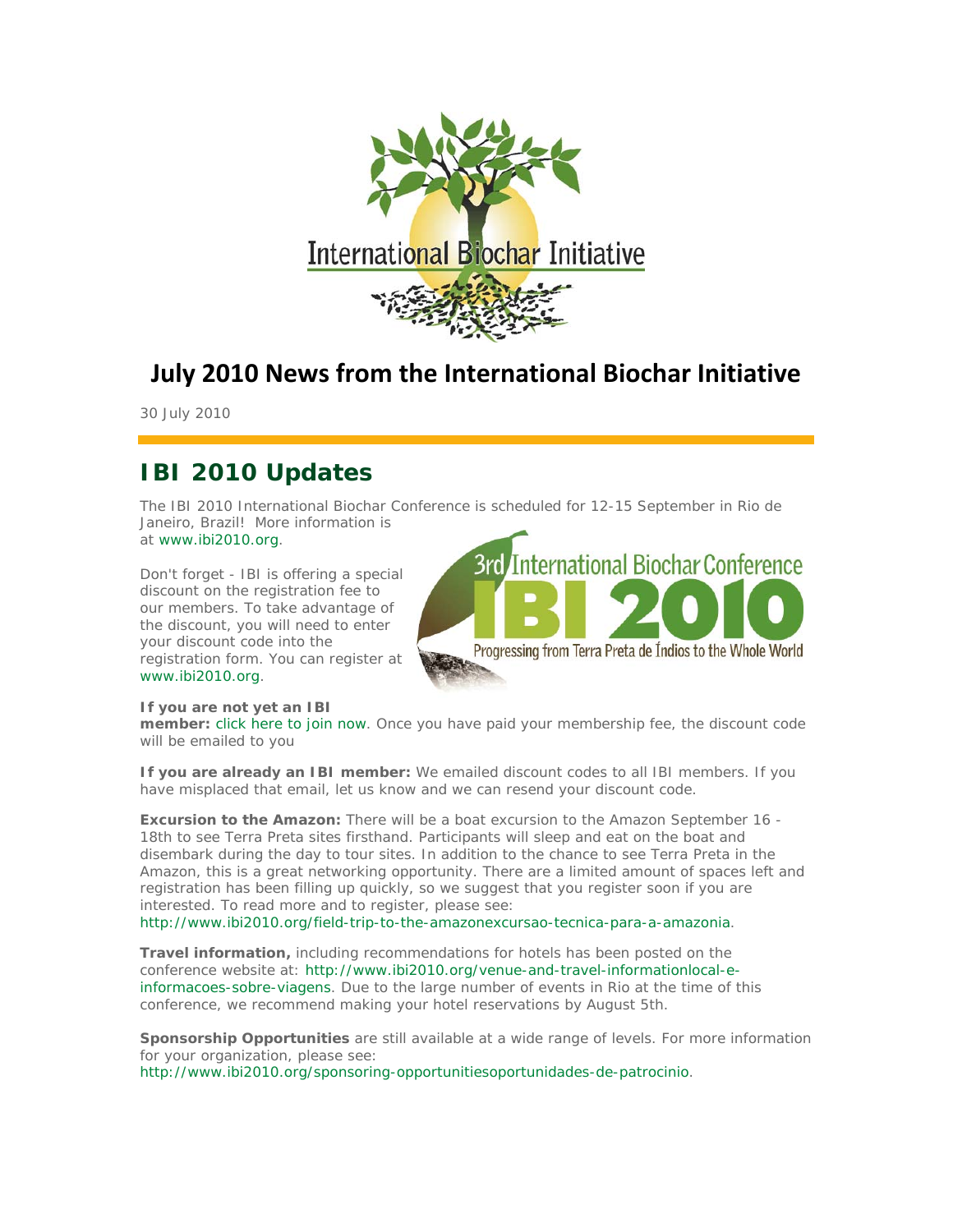# July 2010 News from the International Biochar Initiative

30 July 2010

## IBI 2010 Updates

The IBI 2010 International Biochar Conference is scheduled for 12-15 September in Rio de Janeiro, Brazil! More information is at www.ibi2010.org.

Don't forget - IBI is offering a special discount on the registration fee to our members. To take advantage of the discount, you will need to enter your discount code into the registration form. You can register at www.ibi2010.org.

**If you are not yet an IBI member:** click here to join now. Once you have paid your membership fee, the discount code will be emailed to you

**If you are already an IBI member:** We emailed discount codes to all IBI members. If you have misplaced that email, let us know and we can resend your discount code.

**Excursion to the Amazon:** There will be a boat excursion to the Amazon September 16 - 18th to see Terra Preta sites firsthand. Participants will sleep and eat on the boat and disembark during the day to tour sites. In addition to the chance to see Terra Preta in the Amazon, this is a great networking opportunity. There are a limited amount of spaces left and registration has been filling up quickly, so we suggest that you register soon if you are interested. To read more and to register, please see: http://www.ibi2010.org/field-trip-to-the-amazonexcursao-tecnica-para-a-amazonia.

**Travel information,** including recommendations for hotels has been posted on the conference website at: http://www.ibi2010.org/venue-and-travel-informationlocal-e-informacoes-sobre-viagens. Due to the large number of events in Rio at the time of this conference, we recommend making your hotel reservations by August 5th.

**Sponsorship Opportunities** are still available at a wide range of levels. For more information for your organization, please see: http://www.ibi2010.org/sponsoring-opportunitiesoportunidades-de-patrocinio.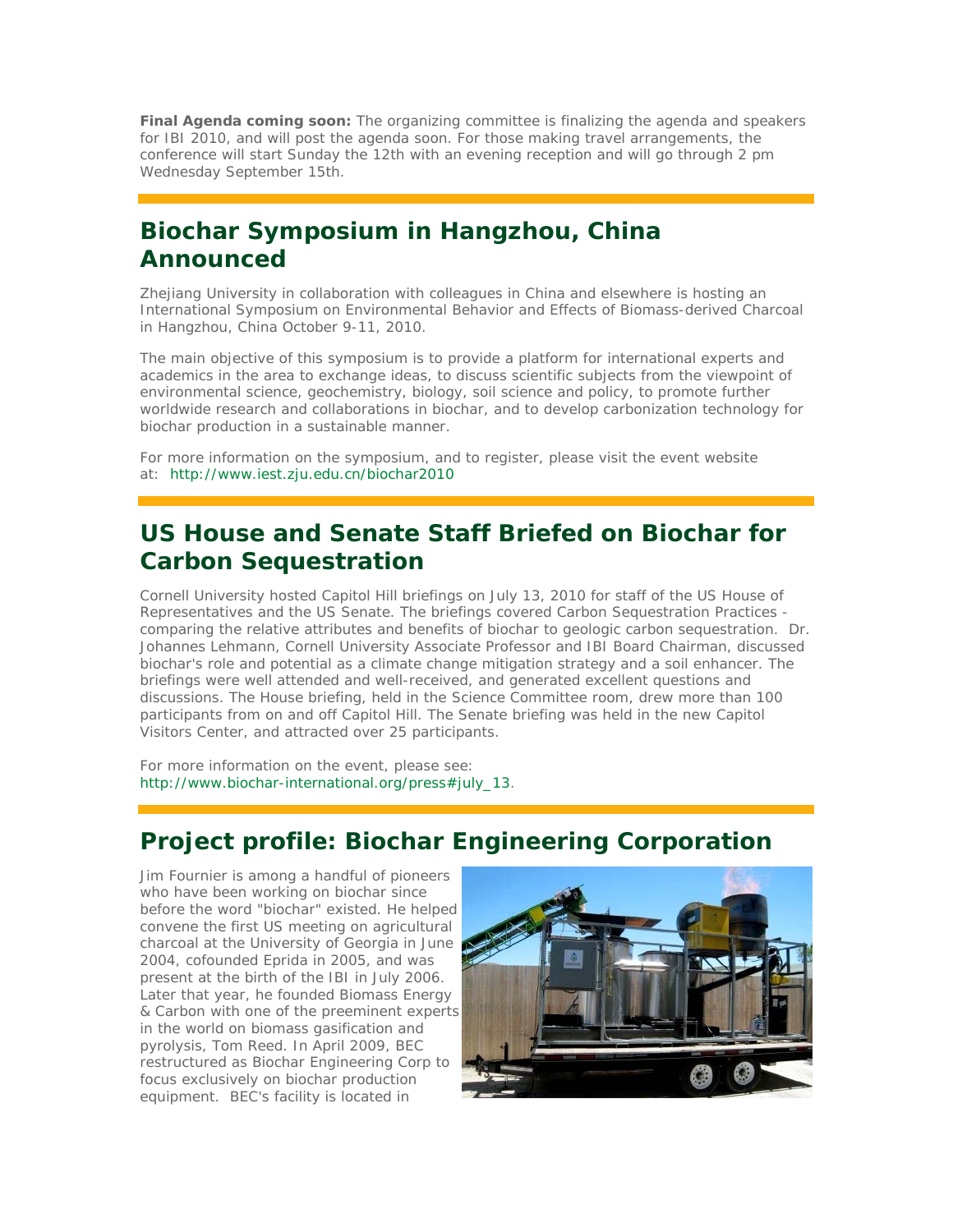**Final Agenda coming soon:** The organizing committee is finalizing the agenda and speakers for IBI 2010, and will post the agenda soon. For those making travel arrangements, the conference will start Sunday the 12th with an evening reception and will go through 2 pm Wednesday September 15th.

## Biochar Symposium in Hangzhou, China Announced

Zhejiang University in collaboration with colleagues in China and elsewhere is hosting an International Symposium on Environmental Behavior and Effects of Biomass-derived Charcoal in Hangzhou, China October 9-11, 2010.

The main objective of this symposium is to provide a platform for international experts and academics in the area to exchange ideas, to discuss scientific subjects from the viewpoint of environmental science, geochemistry, biology, soil science and policy, to promote further worldwide research and collaborations in biochar, and to develop carbonization technology for biochar production in a sustainable manner.

For more information on the symposium, and to register, please visit the event website at: http://www.iest.zju.edu.cn/biochar2010

## US House and Senate Staff Briefed on Biochar for Carbon Sequestration

Cornell University hosted Capitol Hill briefings on July 13, 2010 for staff of the US House of Representatives and the US Senate. The briefings covered Carbon Sequestration Practices - comparing the relative attributes and benefits of biochar to geologic carbon sequestration. Dr. Johannes Lehmann, Cornell University Associate Professor and IBI Board Chairman, discussed biochar's role and potential as a climate change mitigation strategy and a soil enhancer. The briefings were well attended and well-received, and generated excellent questions and discussions. The House briefing, held in the Science Committee room, drew more than 100 participants from on and off Capitol Hill. The Senate briefing was held in the new Capitol Visitors Center, and attracted over 25 participants.

For more information on the event, please see:
http://www.biochar-international.org/press#july_13.

## Project profile: Biochar Engineering Corporation

Jim Fournier is among a handful of pioneers who have been working on biochar since before the word "biochar" existed. He helped convene the first US meeting on agricultural charcoal at the University of Georgia in June 2004, cofounded Eprida in 2005, and was present at the birth of the IBI in July 2006. Later that year, he founded Biomass Energy & Carbon with one of the preeminent experts in the world on biomass gasification and pyrolysis, Tom Reed. In April 2009, BEC restructured as Biochar Engineering Corp to focus exclusively on biochar production equipment. BEC's facility is located in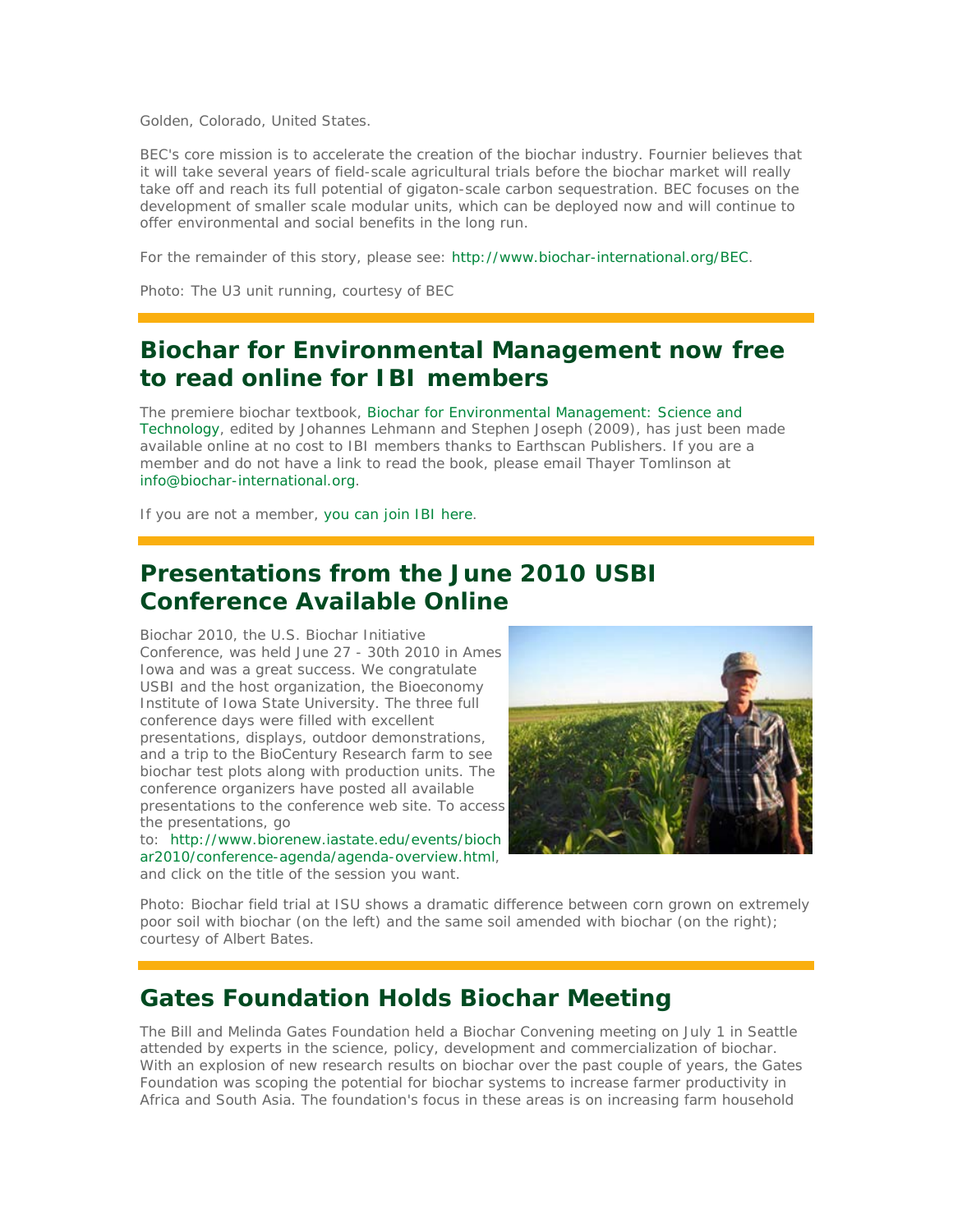Golden, Colorado, United States.

BEC's core mission is to accelerate the creation of the biochar industry. Fournier believes that it will take several years of field-scale agricultural trials before the biochar market will really take off and reach its full potential of gigaton-scale carbon sequestration. BEC focuses on the development of smaller scale modular units, which can be deployed now and will continue to offer environmental and social benefits in the long run.

For the remainder of this story, please see: http://www.biochar-international.org/BEC.

Photo: The U3 unit running, courtesy of BEC

## Biochar for Environmental Management now free to read online for IBI members

The premiere biochar textbook, Biochar for Environmental Management: Science and Technology, edited by Johannes Lehmann and Stephen Joseph (2009), has just been made available online at no cost to IBI members thanks to Earthscan Publishers. If you are a member and do not have a link to read the book, please email Thayer Tomlinson at info@biochar-international.org.

If you are not a member, you can join IBI here.

## Presentations from the June 2010 USBI Conference Available Online

Biochar 2010, the U.S. Biochar Initiative Conference, was held June 27 - 30th 2010 in Ames Iowa and was a great success. We congratulate USBI and the host organization, the Bioeconomy Institute of Iowa State University. The three full conference days were filled with excellent presentations, displays, outdoor demonstrations, and a trip to the BioCentury Research farm to see biochar test plots along with production units. The conference organizers have posted all available presentations to the conference web site. To access the presentations, go to: http://www.biorenew.iastate.edu/events/biochar2010/conference-agenda/agenda-overview.html, and click on the title of the session you want.

Photo: Biochar field trial at ISU shows a dramatic difference between corn grown on extremely poor soil with biochar (on the left) and the same soil amended with biochar (on the right); courtesy of Albert Bates.

## Gates Foundation Holds Biochar Meeting

The Bill and Melinda Gates Foundation held a Biochar Convening meeting on July 1 in Seattle attended by experts in the science, policy, development and commercialization of biochar. With an explosion of new research results on biochar over the past couple of years, the Gates Foundation was scoping the potential for biochar systems to increase farmer productivity in Africa and South Asia. The foundation's focus in these areas is on increasing farm household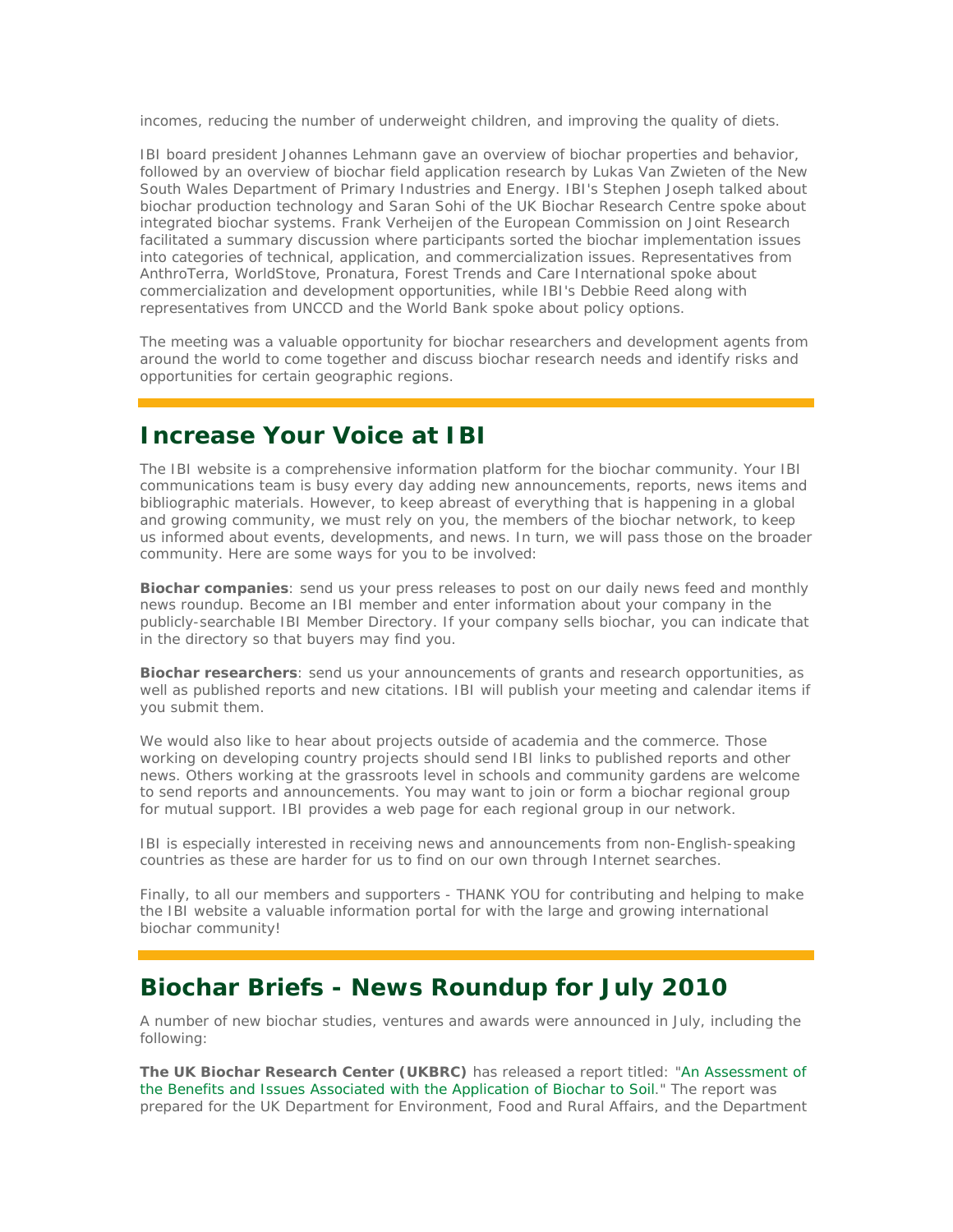incomes, reducing the number of underweight children, and improving the quality of diets.

IBI board president Johannes Lehmann gave an overview of biochar properties and behavior, followed by an overview of biochar field application research by Lukas Van Zwieten of the New South Wales Department of Primary Industries and Energy. IBI's Stephen Joseph talked about biochar production technology and Saran Sohi of the UK Biochar Research Centre spoke about integrated biochar systems. Frank Verheijen of the European Commission on Joint Research facilitated a summary discussion where participants sorted the biochar implementation issues into categories of technical, application, and commercialization issues. Representatives from AnthroTerra, WorldStove, Pronatura, Forest Trends and Care International spoke about commercialization and development opportunities, while IBI's Debbie Reed along with representatives from UNCCD and the World Bank spoke about policy options.

The meeting was a valuable opportunity for biochar researchers and development agents from around the world to come together and discuss biochar research needs and identify risks and opportunities for certain geographic regions.

## Increase Your Voice at IBI

The IBI website is a comprehensive information platform for the biochar community. Your IBI communications team is busy every day adding new announcements, reports, news items and bibliographic materials. However, to keep abreast of everything that is happening in a global and growing community, we must rely on you, the members of the biochar network, to keep us informed about events, developments, and news. In turn, we will pass those on the broader community. Here are some ways for you to be involved:

**Biochar companies**: send us your press releases to post on our daily news feed and monthly news roundup. Become an IBI member and enter information about your company in the publicly-searchable IBI Member Directory. If your company sells biochar, you can indicate that in the directory so that buyers may find you.

**Biochar researchers**: send us your announcements of grants and research opportunities, as well as published reports and new citations. IBI will publish your meeting and calendar items if you submit them.

We would also like to hear about projects outside of academia and the commerce. Those working on developing country projects should send IBI links to published reports and other news. Others working at the grassroots level in schools and community gardens are welcome to send reports and announcements. You may want to join or form a biochar regional group for mutual support. IBI provides a web page for each regional group in our network.

IBI is especially interested in receiving news and announcements from non-English-speaking countries as these are harder for us to find on our own through Internet searches.

Finally, to all our members and supporters - THANK YOU for contributing and helping to make the IBI website a valuable information portal for with the large and growing international biochar community!

## Biochar Briefs - News Roundup for July 2010

A number of new biochar studies, ventures and awards were announced in July, including the following:

**The UK Biochar Research Center (UKBRC)** has released a report titled: "An Assessment of the Benefits and Issues Associated with the Application of Biochar to Soil." The report was prepared for the UK Department for Environment, Food and Rural Affairs, and the Department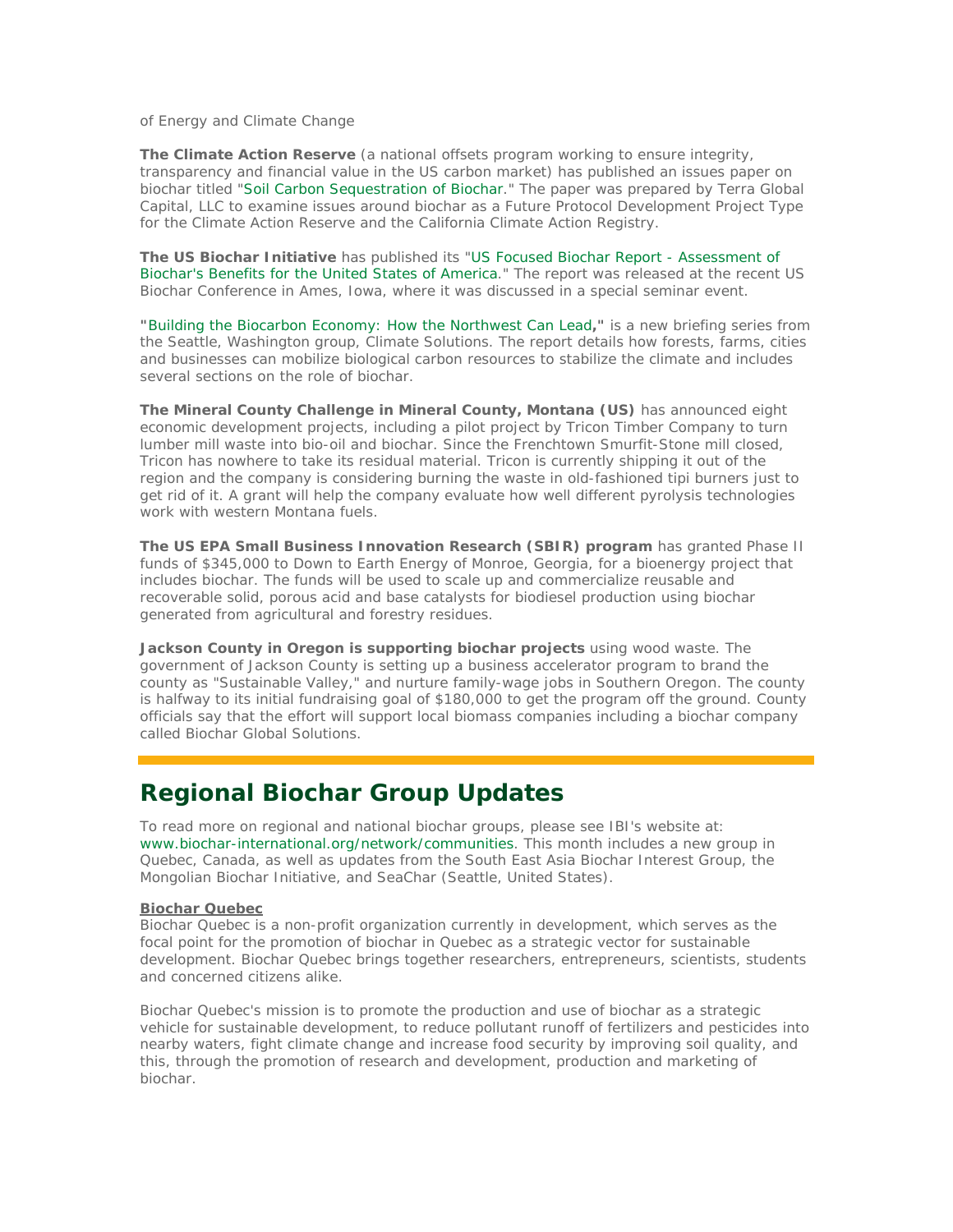of Energy and Climate Change

**The Climate Action Reserve** (a national offsets program working to ensure integrity, transparency and financial value in the US carbon market) has published an issues paper on biochar titled "Soil Carbon Sequestration of Biochar." The paper was prepared by Terra Global Capital, LLC to examine issues around biochar as a Future Protocol Development Project Type for the Climate Action Reserve and the California Climate Action Registry.

**The US Biochar Initiative** has published its "US Focused Biochar Report - Assessment of Biochar's Benefits for the United States of America." The report was released at the recent US Biochar Conference in Ames, Iowa, where it was discussed in a special seminar event.

**"**Building the Biocarbon Economy: How the Northwest Can Lead**,"** is a new briefing series from the Seattle, Washington group, Climate Solutions. The report details how forests, farms, cities and businesses can mobilize biological carbon resources to stabilize the climate and includes several sections on the role of biochar.

**The Mineral County Challenge in Mineral County, Montana (US)** has announced eight economic development projects, including a pilot project by Tricon Timber Company to turn lumber mill waste into bio-oil and biochar. Since the Frenchtown Smurfit-Stone mill closed, Tricon has nowhere to take its residual material. Tricon is currently shipping it out of the region and the company is considering burning the waste in old-fashioned tipi burners just to get rid of it. A grant will help the company evaluate how well different pyrolysis technologies work with western Montana fuels.

**The US EPA Small Business Innovation Research (SBIR) program** has granted Phase II funds of $345,000 to Down to Earth Energy of Monroe, Georgia, for a bioenergy project that includes biochar. The funds will be used to scale up and commercialize reusable and recoverable solid, porous acid and base catalysts for biodiesel production using biochar generated from agricultural and forestry residues.

**Jackson County in Oregon is supporting biochar projects** using wood waste. The government of Jackson County is setting up a business accelerator program to brand the county as "Sustainable Valley," and nurture family-wage jobs in Southern Oregon. The county is halfway to its initial fundraising goal of $180,000 to get the program off the ground. County officials say that the effort will support local biomass companies including a biochar company called Biochar Global Solutions.

## Regional Biochar Group Updates

To read more on regional and national biochar groups, please see IBI's website at: www.biochar-international.org/network/communities. This month includes a new group in Quebec, Canada, as well as updates from the South East Asia Biochar Interest Group, the Mongolian Biochar Initiative, and SeaChar (Seattle, United States).

**Biochar Quebec**

Biochar Quebec is a non-profit organization currently in development, which serves as the focal point for the promotion of biochar in Quebec as a strategic vector for sustainable development. Biochar Quebec brings together researchers, entrepreneurs, scientists, students and concerned citizens alike.

Biochar Quebec's mission is to promote the production and use of biochar as a strategic vehicle for sustainable development, to reduce pollutant runoff of fertilizers and pesticides into nearby waters, fight climate change and increase food security by improving soil quality, and this, through the promotion of research and development, production and marketing of biochar.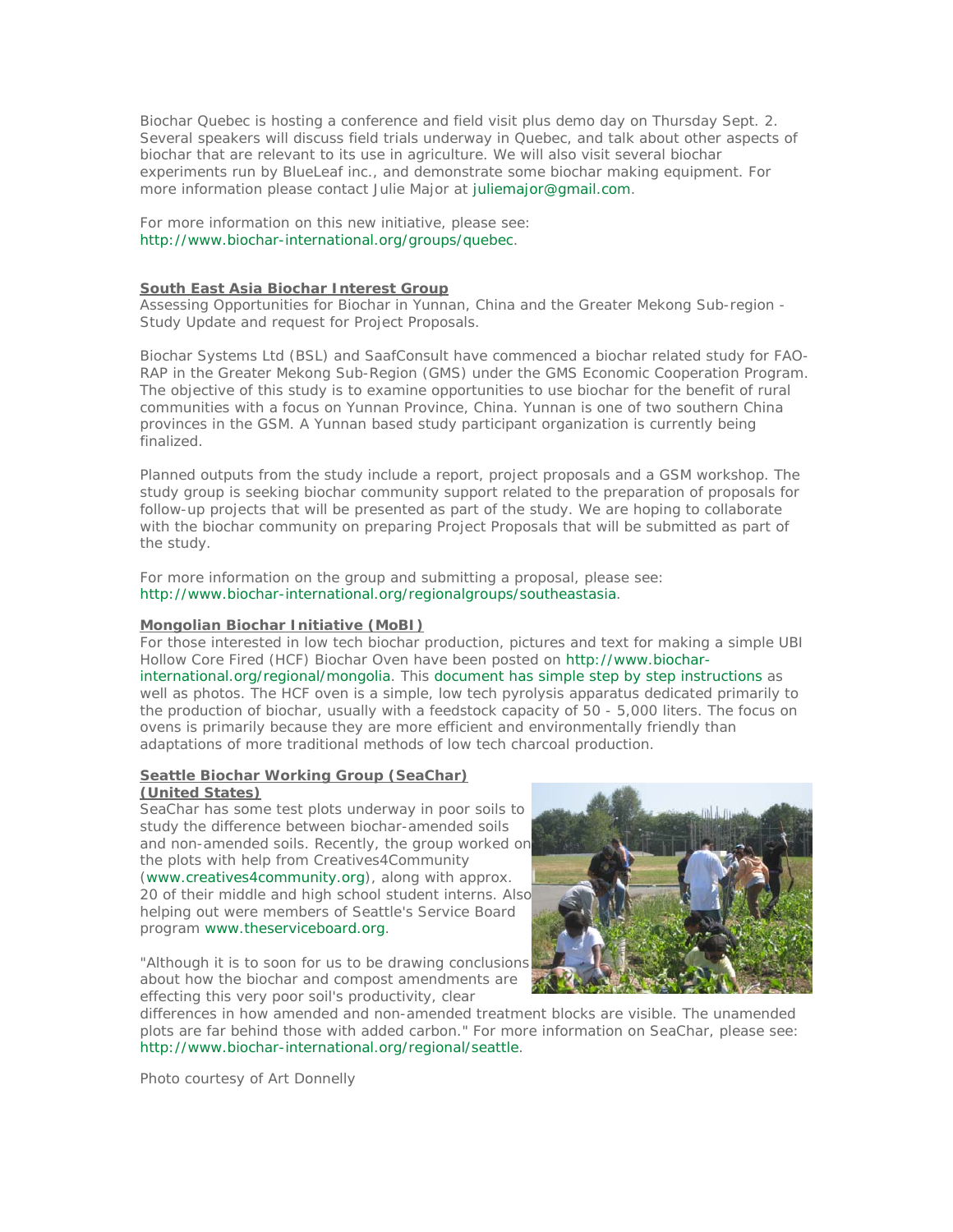Biochar Quebec is hosting a conference and field visit plus demo day on Thursday Sept. 2. Several speakers will discuss field trials underway in Quebec, and talk about other aspects of biochar that are relevant to its use in agriculture. We will also visit several biochar experiments run by BlueLeaf inc., and demonstrate some biochar making equipment. For more information please contact Julie Major at juliemajor@gmail.com.

For more information on this new initiative, please see: http://www.biochar-international.org/groups/quebec.

**South East Asia Biochar Interest Group**

Assessing Opportunities for Biochar in Yunnan, China and the Greater Mekong Sub-region - Study Update and request for Project Proposals.

Biochar Systems Ltd (BSL) and SaafConsult have commenced a biochar related study for FAO-RAP in the Greater Mekong Sub-Region (GMS) under the GMS Economic Cooperation Program. The objective of this study is to examine opportunities to use biochar for the benefit of rural communities with a focus on Yunnan Province, China. Yunnan is one of two southern China provinces in the GSM. A Yunnan based study participant organization is currently being finalized.

Planned outputs from the study include a report, project proposals and a GSM workshop. The study group is seeking biochar community support related to the preparation of proposals for follow-up projects that will be presented as part of the study. We are hoping to collaborate with the biochar community on preparing Project Proposals that will be submitted as part of the study.

For more information on the group and submitting a proposal, please see: http://www.biochar-international.org/regionalgroups/southeastasia.

**Mongolian Biochar Initiative (MoBI)**

For those interested in low tech biochar production, pictures and text for making a simple UBI Hollow Core Fired (HCF) Biochar Oven have been posted on http://www.biochar-international.org/regional/mongolia. This document has simple step by step instructions as well as photos. The HCF oven is a simple, low tech pyrolysis apparatus dedicated primarily to the production of biochar, usually with a feedstock capacity of 50 - 5,000 liters. The focus on ovens is primarily because they are more efficient and environmentally friendly than adaptations of more traditional methods of low tech charcoal production.

**Seattle Biochar Working Group (SeaChar) (United States)**

SeaChar has some test plots underway in poor soils to study the difference between biochar-amended soils and non-amended soils. Recently, the group worked on the plots with help from Creatives4Community (www.creatives4community.org), along with approx. 20 of their middle and high school student interns. Also helping out were members of Seattle's Service Board program www.theserviceboard.org.

"Although it is to soon for us to be drawing conclusions about how the biochar and compost amendments are effecting this very poor soil's productivity, clear differences in how amended and non-amended treatment blocks are visible. The unamended plots are far behind those with added carbon." For more information on SeaChar, please see: http://www.biochar-international.org/regional/seattle.

Photo courtesy of Art Donnelly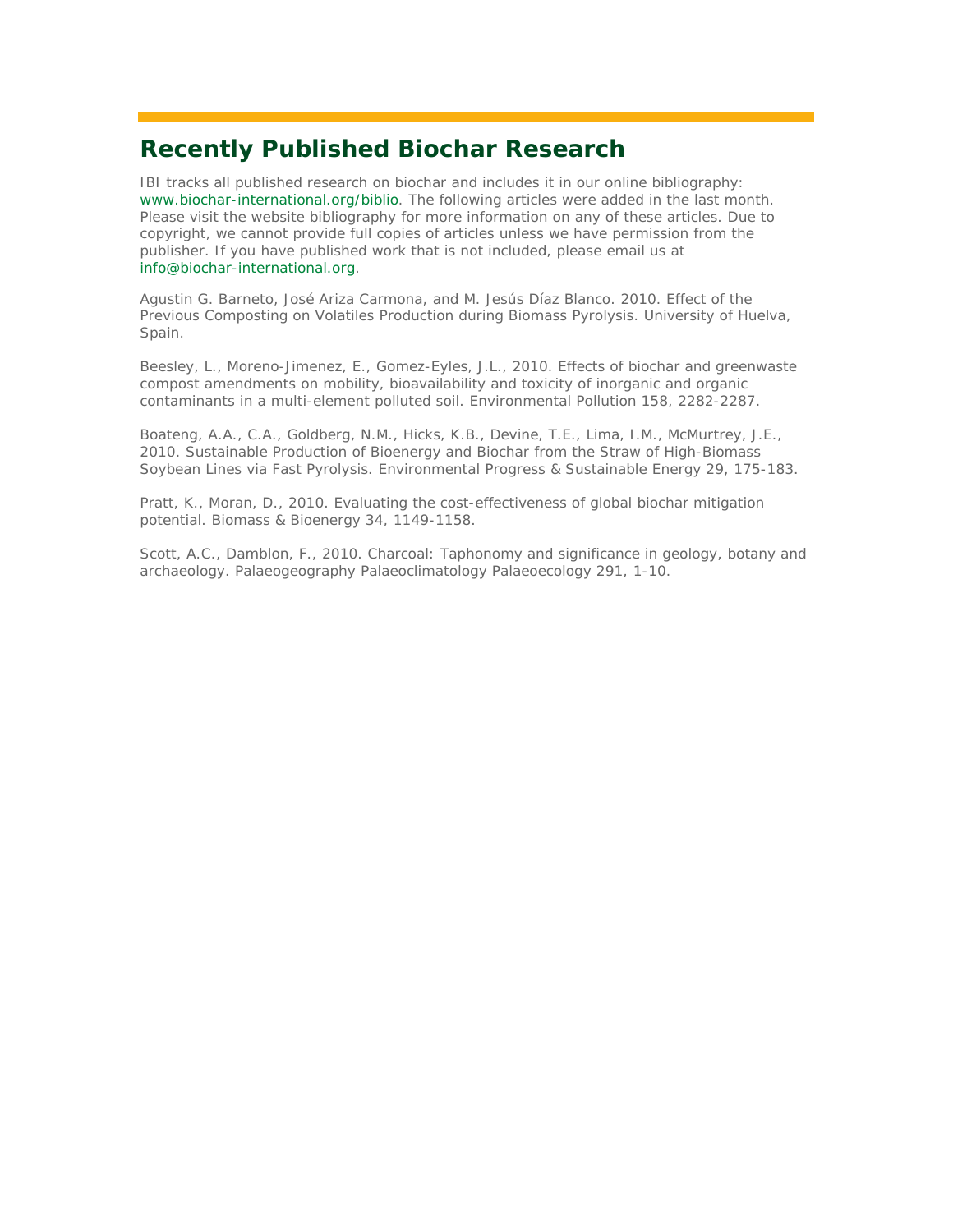## Recently Published Biochar Research

IBI tracks all published research on biochar and includes it in our online bibliography: www.biochar-international.org/biblio. The following articles were added in the last month. Please visit the website bibliography for more information on any of these articles. Due to copyright, we cannot provide full copies of articles unless we have permission from the publisher. If you have published work that is not included, please email us at info@biochar-international.org.

Agustin G. Barneto, José Ariza Carmona, and M. Jesús Díaz Blanco. 2010. Effect of the Previous Composting on Volatiles Production during Biomass Pyrolysis. University of Huelva, Spain.

Beesley, L., Moreno-Jimenez, E., Gomez-Eyles, J.L., 2010. Effects of biochar and greenwaste compost amendments on mobility, bioavailability and toxicity of inorganic and organic contaminants in a multi-element polluted soil. Environmental Pollution 158, 2282-2287.

Boateng, A.A., C.A., Goldberg, N.M., Hicks, K.B., Devine, T.E., Lima, I.M., McMurtrey, J.E., 2010. Sustainable Production of Bioenergy and Biochar from the Straw of High-Biomass Soybean Lines via Fast Pyrolysis. Environmental Progress & Sustainable Energy 29, 175-183.

Pratt, K., Moran, D., 2010. Evaluating the cost-effectiveness of global biochar mitigation potential. Biomass & Bioenergy 34, 1149-1158.

Scott, A.C., Damblon, F., 2010. Charcoal: Taphonomy and significance in geology, botany and archaeology. Palaeogeography Palaeoclimatology Palaeoecology 291, 1-10.